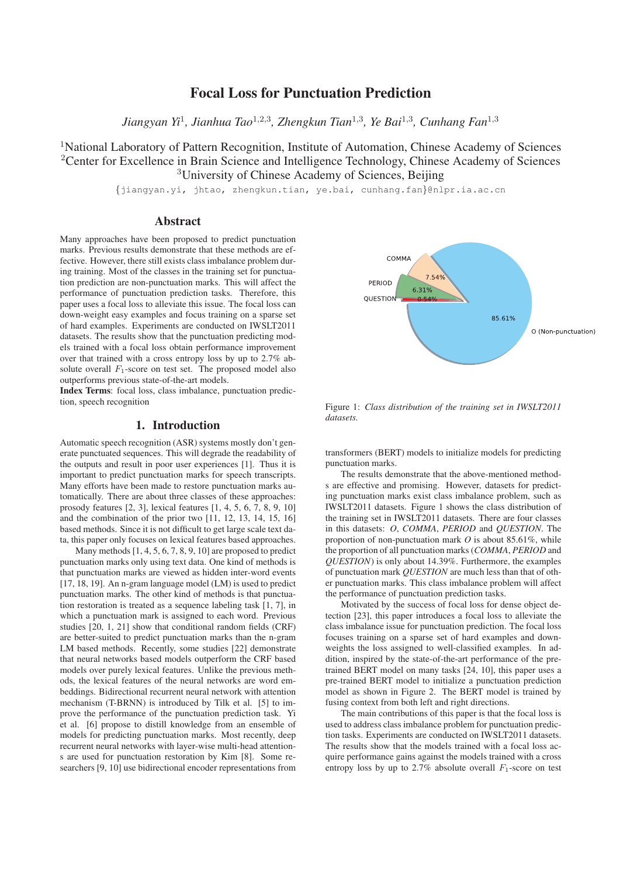# Focal Loss for Punctuation Prediction

*Jiangyan Yi*[1], *Jianhua Tao*[1,2,3], *Zhengkun Tian*[1,3], *Ye Bai*[1,3], *Cunhang Fan*[1,3]

[1]National Laboratory of Pattern Recognition, Institute of Automation, Chinese Academy of Sciences
[2]Center for Excellence in Brain Science and Intelligence Technology, Chinese Academy of Sciences
[3]University of Chinese Academy of Sciences, Beijing

{jiangyan.yi, jhtao, zhengkun.tian, ye.bai, cunhang.fan}@nlpr.ia.ac.cn

## Abstract

Many approaches have been proposed to predict punctuation marks. Previous results demonstrate that these methods are effective. However, there still exists class imbalance problem during training. Most of the classes in the training set for punctuation prediction are non-punctuation marks. This will affect the performance of punctuation prediction tasks. Therefore, this paper uses a focal loss to alleviate this issue. The focal loss can down-weight easy examples and focus training on a sparse set of hard examples. Experiments are conducted on IWSLT2011 datasets. The results show that the punctuation predicting models trained with a focal loss obtain performance improvement over that trained with a cross entropy loss by up to 2.7% absolute overall $F_1$-score on test set. The proposed model also outperforms previous state-of-the-art models.

**Index Terms**: focal loss, class imbalance, punctuation prediction, speech recognition

## 1. Introduction

Automatic speech recognition (ASR) systems mostly don't generate punctuated sequences. This will degrade the readability of the outputs and result in poor user experiences [1]. Thus it is important to predict punctuation marks for speech transcripts. Many efforts have been made to restore punctuation marks automatically. There are about three classes of these approaches: prosody features [2, 3], lexical features [1, 4, 5, 6, 7, 8, 9, 10] and the combination of the prior two [11, 12, 13, 14, 15, 16] based methods. Since it is not difficult to get large scale text data, this paper only focuses on lexical features based approaches.

Many methods [1, 4, 5, 6, 7, 8, 9, 10] are proposed to predict punctuation marks only using text data. One kind of methods is that punctuation marks are viewed as hidden inter-word events [17, 18, 19]. An n-gram language model (LM) is used to predict punctuation marks. The other kind of methods is that punctuation restoration is treated as a sequence labeling task [1, 7], in which a punctuation mark is assigned to each word. Previous studies [20, 1, 21] show that conditional random fields (CRF) are better-suited to predict punctuation marks than the n-gram LM based methods. Recently, some studies [22] demonstrate that neural networks based models outperform the CRF based models over purely lexical features. Unlike the previous methods, the lexical features of the neural networks are word embeddings. Bidirectional recurrent neural network with attention mechanism (T-BRNN) is introduced by Tilk et al. [5] to improve the performance of the punctuation prediction task. Yi et al. [6] propose to distill knowledge from an ensemble of models for predicting punctuation marks. Most recently, deep recurrent neural networks with layer-wise multi-head attentions are used for punctuation restoration by Kim [8]. Some researchers [9, 10] use bidirectional encoder representations from transformers (BERT) models to initialize models for predicting punctuation marks.

Figure 1: *Class distribution of the training set in IWSLT2011 datasets.*

The results demonstrate that the above-mentioned methods are effective and promising. However, datasets for predicting punctuation marks exist class imbalance problem, such as IWSLT2011 datasets. Figure 1 shows the class distribution of the training set in IWSLT2011 datasets. There are four classes in this datasets: *O*, *COMMA*, *PERIOD* and *QUESTION*. The proportion of non-punctuation mark *O* is about 85.61%, while the proportion of all punctuation marks (*COMMA*, *PERIOD* and *QUESTION*) is only about 14.39%. Furthermore, the examples of punctuation mark *QUESTION* are much less than that of other punctuation marks. This class imbalance problem will affect the performance of punctuation prediction tasks.

Motivated by the success of focal loss for dense object detection [23], this paper introduces a focal loss to alleviate the class imbalance issue for punctuation prediction. The focal loss focuses training on a sparse set of hard examples and down-weights the loss assigned to well-classified examples. In addition, inspired by the state-of-the-art performance of the pre-trained BERT model on many tasks [24, 10], this paper uses a pre-trained BERT model to initialize a punctuation prediction model as shown in Figure 2. The BERT model is trained by fusing context from both left and right directions.

The main contributions of this paper is that the focal loss is used to address class imbalance problem for punctuation prediction tasks. Experiments are conducted on IWSLT2011 datasets. The results show that the models trained with a focal loss acquire performance gains against the models trained with a cross entropy loss by up to 2.7% absolute overall $F_1$-score on test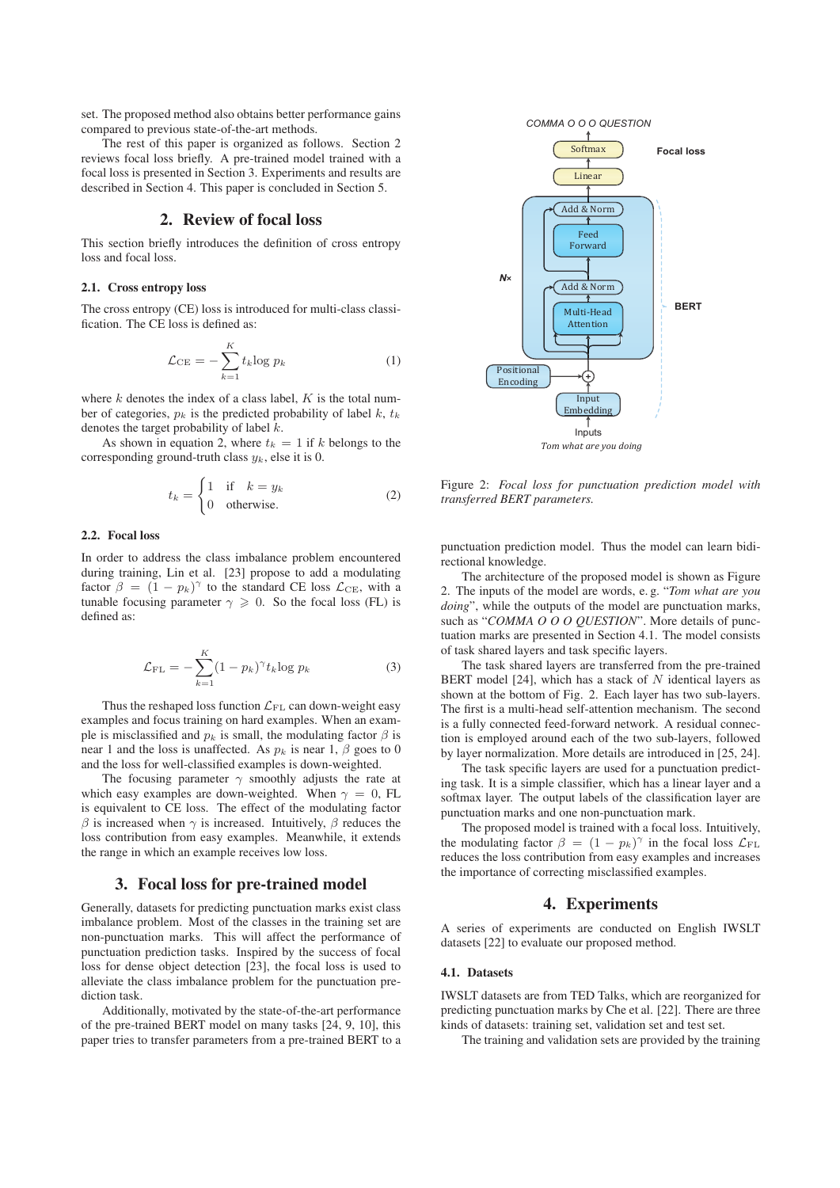set. The proposed method also obtains better performance gains compared to previous state-of-the-art methods.

The rest of this paper is organized as follows. Section 2 reviews focal loss briefly. A pre-trained model trained with a focal loss is presented in Section 3. Experiments and results are described in Section 4. This paper is concluded in Section 5.

## 2. Review of focal loss

This section briefly introduces the definition of cross entropy loss and focal loss.

### 2.1. Cross entropy loss

The cross entropy (CE) loss is introduced for multi-class classification. The CE loss is defined as:

$$\mathcal{L}_{\mathrm{CE}} = -\sum_{k=1}^{K} t_k \log p_k \tag{1}$$

where $k$ denotes the index of a class label, $K$ is the total number of categories, $p_k$ is the predicted probability of label $k$, $t_k$ denotes the target probability of label $k$.

As shown in equation 2, where $t_k = 1$ if $k$ belongs to the corresponding ground-truth class $y_k$, else it is 0.

$$t_k = \begin{cases} 1 & \text{if} \quad k = y_k \\ 0 & \text{otherwise.} \end{cases} \tag{2}$$

### 2.2. Focal loss

In order to address the class imbalance problem encountered during training, Lin et al. [23] propose to add a modulating factor $\beta = (1 - p_k)^{\gamma}$ to the standard CE loss $\mathcal{L}_{\mathrm{CE}}$, with a tunable focusing parameter $\gamma \geqslant 0$. So the focal loss (FL) is defined as:

$$\mathcal{L}_{\mathrm{FL}} = -\sum_{k=1}^{K} (1 - p_k)^{\gamma} t_k \log p_k \tag{3}$$

Thus the reshaped loss function $\mathcal{L}_{\mathrm{FL}}$ can down-weight easy examples and focus training on hard examples. When an example is misclassified and $p_k$ is small, the modulating factor $\beta$ is near 1 and the loss is unaffected. As $p_k$ is near 1, $\beta$ goes to 0 and the loss for well-classified examples is down-weighted.

The focusing parameter $\gamma$ smoothly adjusts the rate at which easy examples are down-weighted. When $\gamma = 0$, FL is equivalent to CE loss. The effect of the modulating factor $\beta$ is increased when $\gamma$ is increased. Intuitively, $\beta$ reduces the loss contribution from easy examples. Meanwhile, it extends the range in which an example receives low loss.

## 3. Focal loss for pre-trained model

Generally, datasets for predicting punctuation marks exist class imbalance problem. Most of the classes in the training set are non-punctuation marks. This will affect the performance of punctuation prediction tasks. Inspired by the success of focal loss for dense object detection [23], the focal loss is used to alleviate the class imbalance problem for the punctuation prediction task.

Additionally, motivated by the state-of-the-art performance of the pre-trained BERT model on many tasks [24, 9, 10], this paper tries to transfer parameters from a pre-trained BERT to a punctuation prediction model. Thus the model can learn bidirectional knowledge.

Figure 2: *Focal loss for punctuation prediction model with transferred BERT parameters.*

The architecture of the proposed model is shown as Figure 2. The inputs of the model are words, e. g. "*Tom what are you doing*", while the outputs of the model are punctuation marks, such as "*COMMA O O O QUESTION*". More details of punctuation marks are presented in Section 4.1. The model consists of task shared layers and task specific layers.

The task shared layers are transferred from the pre-trained BERT model [24], which has a stack of $N$ identical layers as shown at the bottom of Fig. 2. Each layer has two sub-layers. The first is a multi-head self-attention mechanism. The second is a fully connected feed-forward network. A residual connection is employed around each of the two sub-layers, followed by layer normalization. More details are introduced in [25, 24].

The task specific layers are used for a punctuation predicting task. It is a simple classifier, which has a linear layer and a softmax layer. The output labels of the classification layer are punctuation marks and one non-punctuation mark.

The proposed model is trained with a focal loss. Intuitively, the modulating factor $\beta = (1 - p_k)^{\gamma}$ in the focal loss $\mathcal{L}_{\mathrm{FL}}$ reduces the loss contribution from easy examples and increases the importance of correcting misclassified examples.

## 4. Experiments

A series of experiments are conducted on English IWSLT datasets [22] to evaluate our proposed method.

### 4.1. Datasets

IWSLT datasets are from TED Talks, which are reorganized for predicting punctuation marks by Che et al. [22]. There are three kinds of datasets: training set, validation set and test set.

The training and validation sets are provided by the training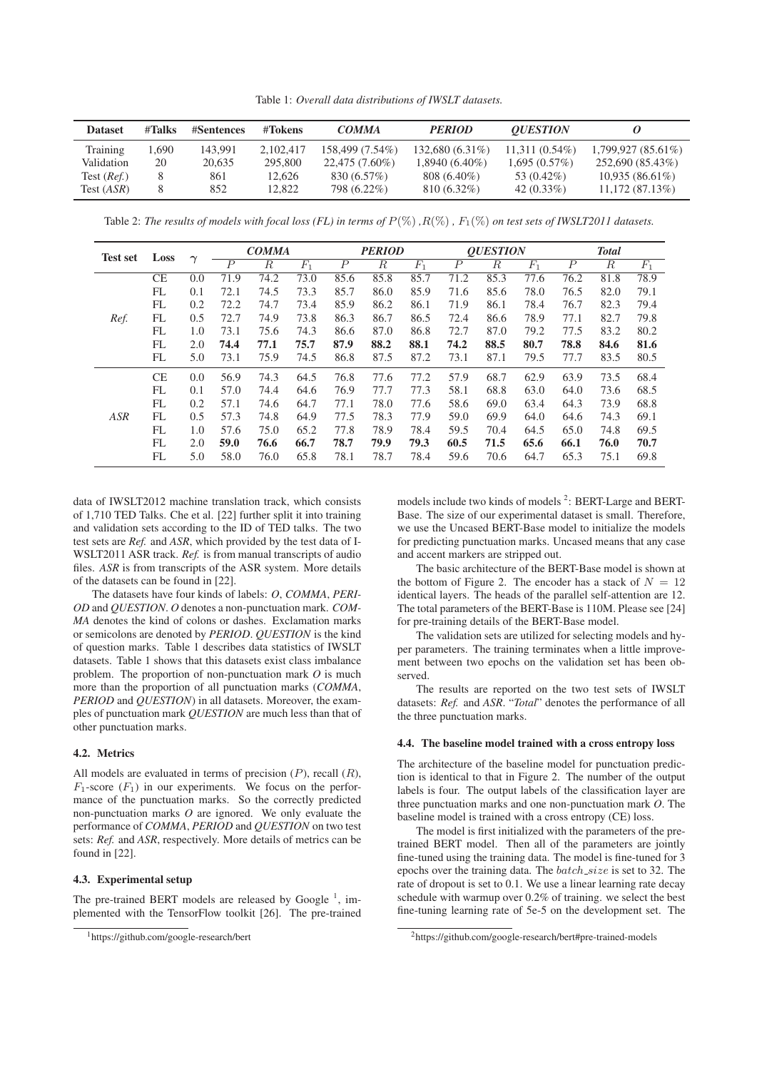Table 1: *Overall data distributions of IWSLT datasets.*

| Dataset | #Talks | #Sentences | #Tokens | *COMMA* | *PERIOD* | *QUESTION* | *O* |
|---|---|---|---|---|---|---|---|
| Training | 1,690 | 143,991 | 2,102,417 | 158,499 (7.54%) | 132,680 (6.31%) | 11,311 (0.54%) | 1,799,927 (85.61%) |
| Validation | 20 | 20,635 | 295,800 | 22,475 (7.60%) | 1,8940 (6.40%) | 1,695 (0.57%) | 252,690 (85.43%) |
| Test (*Ref.*) | 8 | 861 | 12,626 | 830 (6.57%) | 808 (6.40%) | 53 (0.42%) | 10,935 (86.61%) |
| Test (*ASR*) | 8 | 852 | 12,822 | 798 (6.22%) | 810 (6.32%) | 42 (0.33%) | 11,172 (87.13%) |

Table 2: *The results of models with focal loss (FL) in terms of $P(\%)$, $R(\%)$, $F_1(\%)$ on test sets of IWSLT2011 datasets.*

| Test set | Loss | $\gamma$ | *COMMA* | | | *PERIOD* | | | *QUESTION* | | | *Total* | | |
|---|---|---|---|---|---|---|---|---|---|---|---|---|---|---|
| | | | $P$ | $R$ | $F_1$ | $P$ | $R$ | $F_1$ | $P$ | $R$ | $F_1$ | $P$ | $R$ | $F_1$ |
| *Ref.* | CE | 0.0 | 71.9 | 74.2 | 73.0 | 85.6 | 85.8 | 85.7 | 71.2 | 85.3 | 77.6 | 76.2 | 81.8 | 78.9 |
| | FL | 0.1 | 72.1 | 74.5 | 73.3 | 85.7 | 86.0 | 85.9 | 71.6 | 85.6 | 78.0 | 76.5 | 82.0 | 79.1 |
| | FL | 0.2 | 72.2 | 74.7 | 73.4 | 85.9 | 86.2 | 86.1 | 71.9 | 86.1 | 78.4 | 76.7 | 82.3 | 79.4 |
| | FL | 0.5 | 72.7 | 74.9 | 73.8 | 86.3 | 86.7 | 86.5 | 72.4 | 86.6 | 78.9 | 77.1 | 82.7 | 79.8 |
| | FL | 1.0 | 73.1 | 75.6 | 74.3 | 86.6 | 87.0 | 86.8 | 72.7 | 87.0 | 79.2 | 77.5 | 83.2 | 80.2 |
| | FL | 2.0 | **74.4** | **77.1** | **75.7** | **87.9** | **88.2** | **88.1** | **74.2** | **88.5** | **80.7** | **78.8** | **84.6** | **81.6** |
| | FL | 5.0 | 73.1 | 75.9 | 74.5 | 86.8 | 87.5 | 87.2 | 73.1 | 87.1 | 79.5 | 77.7 | 83.5 | 80.5 |
| *ASR* | CE | 0.0 | 56.9 | 74.3 | 64.5 | 76.8 | 77.6 | 77.2 | 57.9 | 68.7 | 62.9 | 63.9 | 73.5 | 68.4 |
| | FL | 0.1 | 57.0 | 74.4 | 64.6 | 76.9 | 77.7 | 77.3 | 58.1 | 68.8 | 63.0 | 64.0 | 73.6 | 68.5 |
| | FL | 0.2 | 57.1 | 74.6 | 64.7 | 77.1 | 78.0 | 77.6 | 58.6 | 69.0 | 63.4 | 64.3 | 73.9 | 68.8 |
| | FL | 0.5 | 57.3 | 74.8 | 64.9 | 77.5 | 78.3 | 77.9 | 59.0 | 69.9 | 64.0 | 64.6 | 74.3 | 69.1 |
| | FL | 1.0 | 57.6 | 75.0 | 65.2 | 77.8 | 78.9 | 78.4 | 59.5 | 70.4 | 64.5 | 65.0 | 74.8 | 69.5 |
| | FL | 2.0 | **59.0** | **76.6** | **66.7** | **78.7** | **79.9** | **79.3** | **60.5** | **71.5** | **65.6** | **66.1** | **76.0** | **70.7** |
| | FL | 5.0 | 58.0 | 76.0 | 65.8 | 78.1 | 78.7 | 78.4 | 59.6 | 70.6 | 64.7 | 65.3 | 75.1 | 69.8 |

data of IWSLT2012 machine translation track, which consists of 1,710 TED Talks. Che et al. [22] further split it into training and validation sets according to the ID of TED talks. The two test sets are *Ref.* and *ASR*, which provided by the test data of I-WSLT2011 ASR track. *Ref.* is from manual transcripts of audio files. *ASR* is from transcripts of the ASR system. More details of the datasets can be found in [22].

The datasets have four kinds of labels: *O*, *COMMA*, *PERIOD* and *QUESTION*. *O* denotes a non-punctuation mark. *COMMA* denotes the kind of colons or dashes. Exclamation marks or semicolons are denoted by *PERIOD*. *QUESTION* is the kind of question marks. Table 1 describes data statistics of IWSLT datasets. Table 1 shows that this datasets exist class imbalance problem. The proportion of non-punctuation mark *O* is much more than the proportion of all punctuation marks (*COMMA*, *PERIOD* and *QUESTION*) in all datasets. Moreover, the examples of punctuation mark *QUESTION* are much less than that of other punctuation marks.

### 4.2. Metrics

All models are evaluated in terms of precision ($P$), recall ($R$), $F_1$-score ($F_1$) in our experiments. We focus on the performance of the punctuation marks. So the correctly predicted non-punctuation marks *O* are ignored. We only evaluate the performance of *COMMA*, *PERIOD* and *QUESTION* on two test sets: *Ref.* and *ASR*, respectively. More details of metrics can be found in [22].

### 4.3. Experimental setup

The pre-trained BERT models are released by Google [1], implemented with the TensorFlow toolkit [26]. The pre-trained models include two kinds of models [2]: BERT-Large and BERT-Base. The size of our experimental dataset is small. Therefore, we use the Uncased BERT-Base model to initialize the models for predicting punctuation marks. Uncased means that any case and accent markers are stripped out.

The basic architecture of the BERT-Base model is shown at the bottom of Figure 2. The encoder has a stack of $N = 12$ identical layers. The heads of the parallel self-attention are 12. The total parameters of the BERT-Base is 110M. Please see [24] for pre-training details of the BERT-Base model.

The validation sets are utilized for selecting models and hyper parameters. The training terminates when a little improvement between two epochs on the validation set has been observed.

The results are reported on the two test sets of IWSLT datasets: *Ref.* and *ASR*. "*Total*" denotes the performance of all the three punctuation marks.

### 4.4. The baseline model trained with a cross entropy loss

The architecture of the baseline model for punctuation prediction is identical to that in Figure 2. The number of the output labels is four. The output labels of the classification layer are three punctuation marks and one non-punctuation mark *O*. The baseline model is trained with a cross entropy (CE) loss.

The model is first initialized with the parameters of the pre-trained BERT model. Then all of the parameters are jointly fine-tuned using the training data. The model is fine-tuned for 3 epochs over the training data. The $batch\_size$ is set to 32. The rate of dropout is set to 0.1. We use a linear learning rate decay schedule with warmup over 0.2% of training. we select the best fine-tuning learning rate of 5e-5 on the development set. The

[1] https://github.com/google-research/bert

[2] https://github.com/google-research/bert#pre-trained-models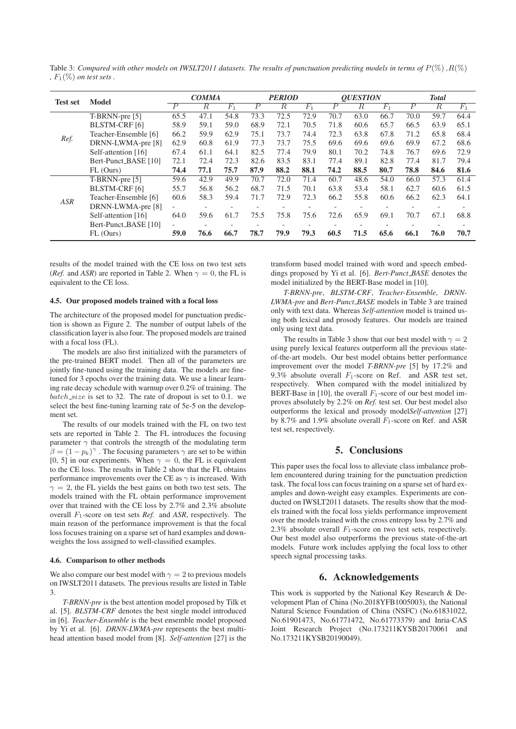Table 3: *Compared with other models on IWSLT2011 datasets. The results of punctuation predicting models in terms of $P(\%)$ ,$R(\%)$ , $F_1(\%)$ on test sets .*

| Test set | Model | *COMMA* | | | *PERIOD* | | | *QUESTION* | | | *Total* | | |
|---|---|---|---|---|---|---|---|---|---|---|---|---|---|
| | | $P$ | $R$ | $F_1$ | $P$ | $R$ | $F_1$ | $P$ | $R$ | $F_1$ | $P$ | $R$ | $F_1$ |
| *Ref.* | T-BRNN-pre [5] | 65.5 | 47.1 | 54.8 | 73.3 | 72.5 | 72.9 | 70.7 | 63.0 | 66.7 | 70.0 | 59.7 | 64.4 |
| | BLSTM-CRF [6] | 58.9 | 59.1 | 59.0 | 68.9 | 72.1 | 70.5 | 71.8 | 60.6 | 65.7 | 66.5 | 63.9 | 65.1 |
| | Teacher-Ensemble [6] | 66.2 | 59.9 | 62.9 | 75.1 | 73.7 | 74.4 | 72.3 | 63.8 | 67.8 | 71.2 | 65.8 | 68.4 |
| | DRNN-LWMA-pre [8] | 62.9 | 60.8 | 61.9 | 77.3 | 73.7 | 75.5 | 69.6 | 69.6 | 69.6 | 69.9 | 67.2 | 68.6 |
| | Self-attention [16] | 67.4 | 61.1 | 64.1 | 82.5 | 77.4 | 79.9 | 80.1 | 70.2 | 74.8 | 76.7 | 69.6 | 72.9 |
| | Bert-Punct_BASE [10] | 72.1 | 72.4 | 72.3 | 82.6 | 83.5 | 83.1 | 77.4 | 89.1 | 82.8 | 77.4 | 81.7 | 79.4 |
| | FL (Ours) | **74.4** | **77.1** | **75.7** | **87.9** | **88.2** | **88.1** | **74.2** | **88.5** | **80.7** | **78.8** | **84.6** | **81.6** |
| *ASR* | T-BRNN-pre [5] | 59.6 | 42.9 | 49.9 | 70.7 | 72.0 | 71.4 | 60.7 | 48.6 | 54.0 | 66.0 | 57.3 | 61.4 |
| | BLSTM-CRF [6] | 55.7 | 56.8 | 56.2 | 68.7 | 71.5 | 70.1 | 63.8 | 53.4 | 58.1 | 62.7 | 60.6 | 61.5 |
| | Teacher-Ensemble [6] | 60.6 | 58.3 | 59.4 | 71.7 | 72.9 | 72.3 | 66.2 | 55.8 | 60.6 | 66.2 | 62.3 | 64.1 |
| | DRNN-LWMA-pre [8] | - | - | - | - | - | - | - | - | - | - | - | - |
| | Self-attention [16] | 64.0 | 59.6 | 61.7 | 75.5 | 75.8 | 75.6 | 72.6 | 65.9 | 69.1 | 70.7 | 67.1 | 68.8 |
| | Bert-Punct_BASE [10] | - | - | - | - | - | - | - | - | - | - | - | - |
| | FL (Ours) | **59.0** | **76.6** | **66.7** | **78.7** | **79.9** | **79.3** | **60.5** | **71.5** | **65.6** | **66.1** | **76.0** | **70.7** |

results of the model trained with the CE loss on two test sets (*Ref.* and *ASR*) are reported in Table 2. When $\gamma = 0$, the FL is equivalent to the CE loss.

### 4.5. Our proposed models trained with a focal loss

The architecture of the proposed model for punctuation prediction is shown as Figure 2. The number of output labels of the classification layer is also four. The proposed models are trained with a focal loss (FL).

The models are also first initialized with the parameters of the pre-trained BERT model. Then all of the parameters are jointly fine-tuned using the training data. The models are fine-tuned for 3 epochs over the training data. We use a linear learning rate decay schedule with warmup over 0.2% of training. The $batch\_size$ is set to 32. The rate of dropout is set to 0.1. we select the best fine-tuning learning rate of 5e-5 on the development set.

The results of our models trained with the FL on two test sets are reported in Table 2. The FL introduces the focusing parameter $\gamma$ that controls the strength of the modulating term $\beta = (1 - p_k)^\gamma$ . The focusing parameters $\gamma$ are set to be within [0, 5] in our experiments. When $\gamma = 0$, the FL is equivalent to the CE loss. The results in Table 2 show that the FL obtains performance improvements over the CE as $\gamma$ is increased. With $\gamma = 2$, the FL yields the best gains on both two test sets. The models trained with the FL obtain performance improvement over that trained with the CE loss by 2.7% and 2.3% absolute overall $F_1$-score on test sets *Ref.* and *ASR*, respectively. The main reason of the performance improvement is that the focal loss focuses training on a sparse set of hard examples and down-weights the loss assigned to well-classified examples.

### 4.6. Comparison to other methods

We also compare our best model with $\gamma = 2$ to previous models on IWSLT2011 datasets. The previous results are listed in Table 3.

*T-BRNN-pre* is the best attention model proposed by Tilk et al. [5]. *BLSTM-CRF* denotes the best single model introduced in [6]. *Teacher-Ensemble* is the best ensemble model proposed by Yi et al. [6]. *DRNN-LWMA-pre* represents the best multi-head attention based model from [8]. *Self-attention* [27] is the transform based model trained with word and speech embeddings proposed by Yi et al. [6]. *Bert-Punct_BASE* denotes the model initialized by the BERT-Base model in [10].

*T-BRNN-pre*, *BLSTM-CRF*, *Teacher-Ensemble*, *DRNN-LWMA-pre* and *Bert-Punct_BASE* models in Table 3 are trained only with text data. Whereas *Self-attention* model is trained using both lexical and prosody features. Our models are trained only using text data.

The results in Table 3 show that our best model with $\gamma = 2$ using purely lexical features outperform all the previous state-of-the-art models. Our best model obtains better performance improvement over the model *T-BRNN-pre* [5] by 17.2% and 9.3% absolute overall $F_1$-score on Ref. and ASR test set, respectively. When compared with the model initialized by BERT-Base in [10], the overall $F_1$-score of our best model improves absolutely by 2.2% on *Ref.* test set. Our best model also outperforms the lexical and prosody model*Self-attention* [27] by 8.7% and 1.9% absolute overall $F_1$-score on Ref. and ASR test set, respectively.

## 5. Conclusions

This paper uses the focal loss to alleviate class imbalance problem encountered during training for the punctuation prediction task. The focal loss can focus training on a sparse set of hard examples and down-weight easy examples. Experiments are conducted on IWSLT2011 datasets. The results show that the models trained with the focal loss yields performance improvement over the models trained with the cross entropy loss by 2.7% and 2.3% absolute overall $F_1$-score on two test sets, respectively. Our best model also outperforms the previous state-of-the-art models. Future work includes applying the focal loss to other speech signal processing tasks.

## 6. Acknowledgements

This work is supported by the National Key Research & Development Plan of China (No.2018YFB1005003), the National Natural Science Foundation of China (NSFC) (No.61831022, No.61901473, No.61771472, No.61773379) and Inria-CAS Joint Research Project (No.173211KYSB20170061 and No.173211KYSB20190049).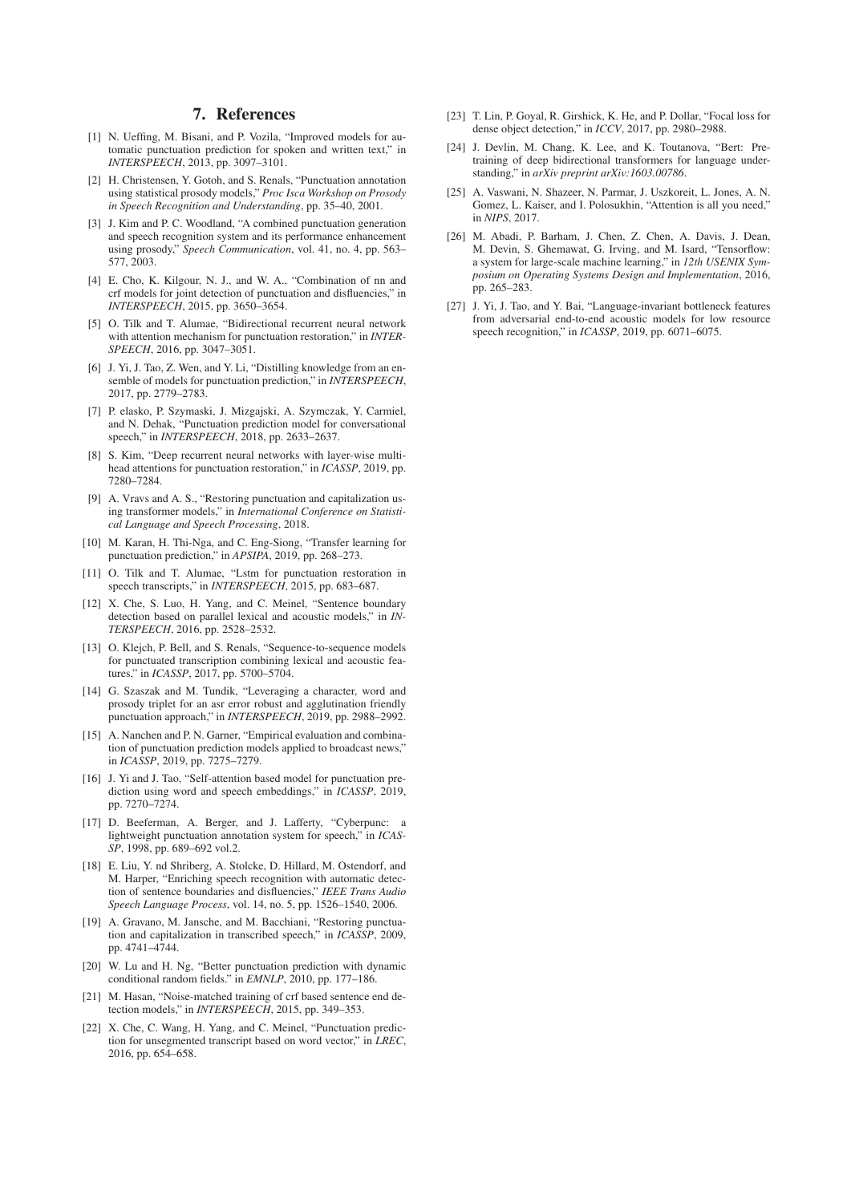## 7. References

[1] N. Ueffing, M. Bisani, and P. Vozila, "Improved models for automatic punctuation prediction for spoken and written text," in *INTERSPEECH*, 2013, pp. 3097–3101.

[2] H. Christensen, Y. Gotoh, and S. Renals, "Punctuation annotation using statistical prosody models," *Proc Isca Workshop on Prosody in Speech Recognition and Understanding*, pp. 35–40, 2001.

[3] J. Kim and P. C. Woodland, "A combined punctuation generation and speech recognition system and its performance enhancement using prosody," *Speech Communication*, vol. 41, no. 4, pp. 563–577, 2003.

[4] E. Cho, K. Kilgour, N. J., and W. A., "Combination of nn and crf models for joint detection of punctuation and disfluencies," in *INTERSPEECH*, 2015, pp. 3650–3654.

[5] O. Tilk and T. Alumae, "Bidirectional recurrent neural network with attention mechanism for punctuation restoration," in *INTERSPEECH*, 2016, pp. 3047–3051.

[6] J. Yi, J. Tao, Z. Wen, and Y. Li, "Distilling knowledge from an ensemble of models for punctuation prediction," in *INTERSPEECH*, 2017, pp. 2779–2783.

[7] P. elasko, P. Szymaski, J. Mizgajski, A. Szymczak, Y. Carmiel, and N. Dehak, "Punctuation prediction model for conversational speech," in *INTERSPEECH*, 2018, pp. 2633–2637.

[8] S. Kim, "Deep recurrent neural networks with layer-wise multihead attentions for punctuation restoration," in *ICASSP*, 2019, pp. 7280–7284.

[9] A. Vravs and A. S., "Restoring punctuation and capitalization using transformer models," in *International Conference on Statistical Language and Speech Processing*, 2018.

[10] M. Karan, H. Thi-Nga, and C. Eng-Siong, "Transfer learning for punctuation prediction," in *APSIPA*, 2019, pp. 268–273.

[11] O. Tilk and T. Alumae, "Lstm for punctuation restoration in speech transcripts," in *INTERSPEECH*, 2015, pp. 683–687.

[12] X. Che, S. Luo, H. Yang, and C. Meinel, "Sentence boundary detection based on parallel lexical and acoustic models," in *INTERSPEECH*, 2016, pp. 2528–2532.

[13] O. Klejch, P. Bell, and S. Renals, "Sequence-to-sequence models for punctuated transcription combining lexical and acoustic features," in *ICASSP*, 2017, pp. 5700–5704.

[14] G. Szaszak and M. Tundik, "Leveraging a character, word and prosody triplet for an asr error robust and agglutination friendly punctuation approach," in *INTERSPEECH*, 2019, pp. 2988–2992.

[15] A. Nanchen and P. N. Garner, "Empirical evaluation and combination of punctuation prediction models applied to broadcast news," in *ICASSP*, 2019, pp. 7275–7279.

[16] J. Yi and J. Tao, "Self-attention based model for punctuation prediction using word and speech embeddings," in *ICASSP*, 2019, pp. 7270–7274.

[17] D. Beeferman, A. Berger, and J. Lafferty, "Cyberpunc: a lightweight punctuation annotation system for speech," in *ICASSP*, 1998, pp. 689–692 vol.2.

[18] E. Liu, Y. nd Shriberg, A. Stolcke, D. Hillard, M. Ostendorf, and M. Harper, "Enriching speech recognition with automatic detection of sentence boundaries and disfluencies," *IEEE Trans Audio Speech Language Process*, vol. 14, no. 5, pp. 1526–1540, 2006.

[19] A. Gravano, M. Jansche, and M. Bacchiani, "Restoring punctuation and capitalization in transcribed speech," in *ICASSP*, 2009, pp. 4741–4744.

[20] W. Lu and H. Ng, "Better punctuation prediction with dynamic conditional random fields." in *EMNLP*, 2010, pp. 177–186.

[21] M. Hasan, "Noise-matched training of crf based sentence end detection models," in *INTERSPEECH*, 2015, pp. 349–353.

[22] X. Che, C. Wang, H. Yang, and C. Meinel, "Punctuation prediction for unsegmented transcript based on word vector," in *LREC*, 2016, pp. 654–658.

[23] T. Lin, P. Goyal, R. Girshick, K. He, and P. Dollar, "Focal loss for dense object detection," in *ICCV*, 2017, pp. 2980–2988.

[24] J. Devlin, M. Chang, K. Lee, and K. Toutanova, "Bert: Pretraining of deep bidirectional transformers for language understanding," in *arXiv preprint arXiv:1603.00786*.

[25] A. Vaswani, N. Shazeer, N. Parmar, J. Uszkoreit, L. Jones, A. N. Gomez, L. Kaiser, and I. Polosukhin, "Attention is all you need," in *NIPS*, 2017.

[26] M. Abadi, P. Barham, J. Chen, Z. Chen, A. Davis, J. Dean, M. Devin, S. Ghemawat, G. Irving, and M. Isard, "Tensorflow: a system for large-scale machine learning," in *12th USENIX Symposium on Operating Systems Design and Implementation*, 2016, pp. 265–283.

[27] J. Yi, J. Tao, and Y. Bai, "Language-invariant bottleneck features from adversarial end-to-end acoustic models for low resource speech recognition," in *ICASSP*, 2019, pp. 6071–6075.